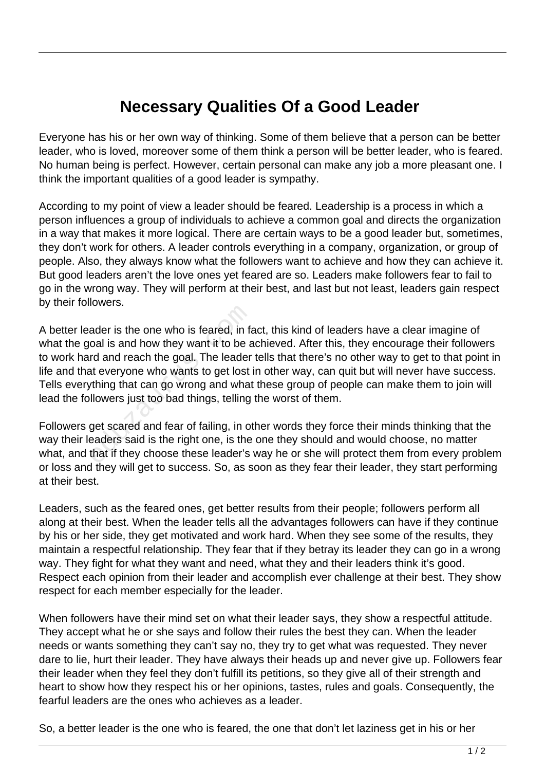# Necessary Qualities Of a Good Leader

Everyone has his or her own way of thinking. Some of them believe that a person can be better leader, who is loved, moreover some of them think a person will be better leader, who is feared. No human being is perfect. However, certain personal can make any job a more pleasant one. I think the important qualities of a good leader is sympathy.

According to my point of view a leader should be feared. Leadership is a process in which a person influences a group of individuals to achieve a common goal and directs the organization in a way that makes it more logical. There are certain ways to be a good leader but, sometimes, they don't work for others. A leader controls everything in a company, organization, or group of people. Also, they always know what the followers want to achieve and how they can achieve it. But good leaders aren't the love ones yet feared are so. Leaders make followers fear to fail to go in the wrong way. They will perform at their best, and last but not least, leaders gain respect by their followers.

A better leader is the one who is feared, in fact, this kind of leaders have a clear imagine of what the goal is and how they want it to be achieved. After this, they encourage their followers to work hard and reach the goal. The leader tells that there's no other way to get to that point in life and that everyone who wants to get lost in other way, can quit but will never have success. Tells everything that can go wrong and what these group of people can make them to join will lead the followers just too bad things, telling the worst of them.

Followers get scared and fear of failing, in other words they force their minds thinking that the way their leaders said is the right one, is the one they should and would choose, no matter what, and that if they choose these leader's way he or she will protect them from every problem or loss and they will get to success. So, as soon as they fear their leader, they start performing at their best.

Leaders, such as the feared ones, get better results from their people; followers perform all along at their best. When the leader tells all the advantages followers can have if they continue by his or her side, they get motivated and work hard. When they see some of the results, they maintain a respectful relationship. They fear that if they betray its leader they can go in a wrong way. They fight for what they want and need, what they and their leaders think it's good. Respect each opinion from their leader and accomplish ever challenge at their best. They show respect for each member especially for the leader.

When followers have their mind set on what their leader says, they show a respectful attitude. They accept what he or she says and follow their rules the best they can. When the leader needs or wants something they can't say no, they try to get what was requested. They never dare to lie, hurt their leader. They have always their heads up and never give up. Followers fear their leader when they feel they don't fulfill its petitions, so they give all of their strength and heart to show how they respect his or her opinions, tastes, rules and goals. Consequently, the fearful leaders are the ones who achieves as a leader.

So, a better leader is the one who is feared, the one that don't let laziness get in his or her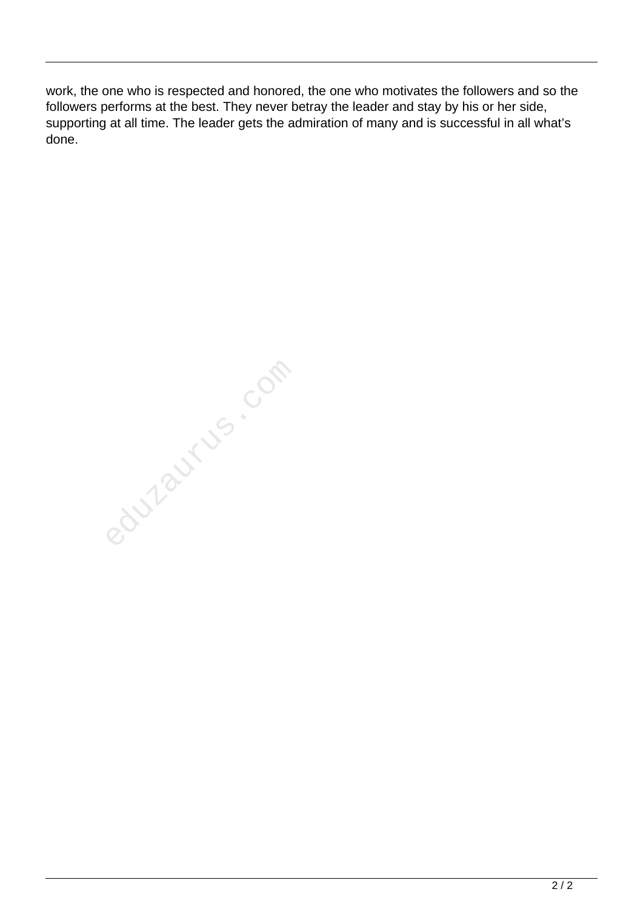work, the one who is respected and honored, the one who motivates the followers and so the followers performs at the best. They never betray the leader and stay by his or her side, supporting at all time. The leader gets the admiration of many and is successful in all what's done.